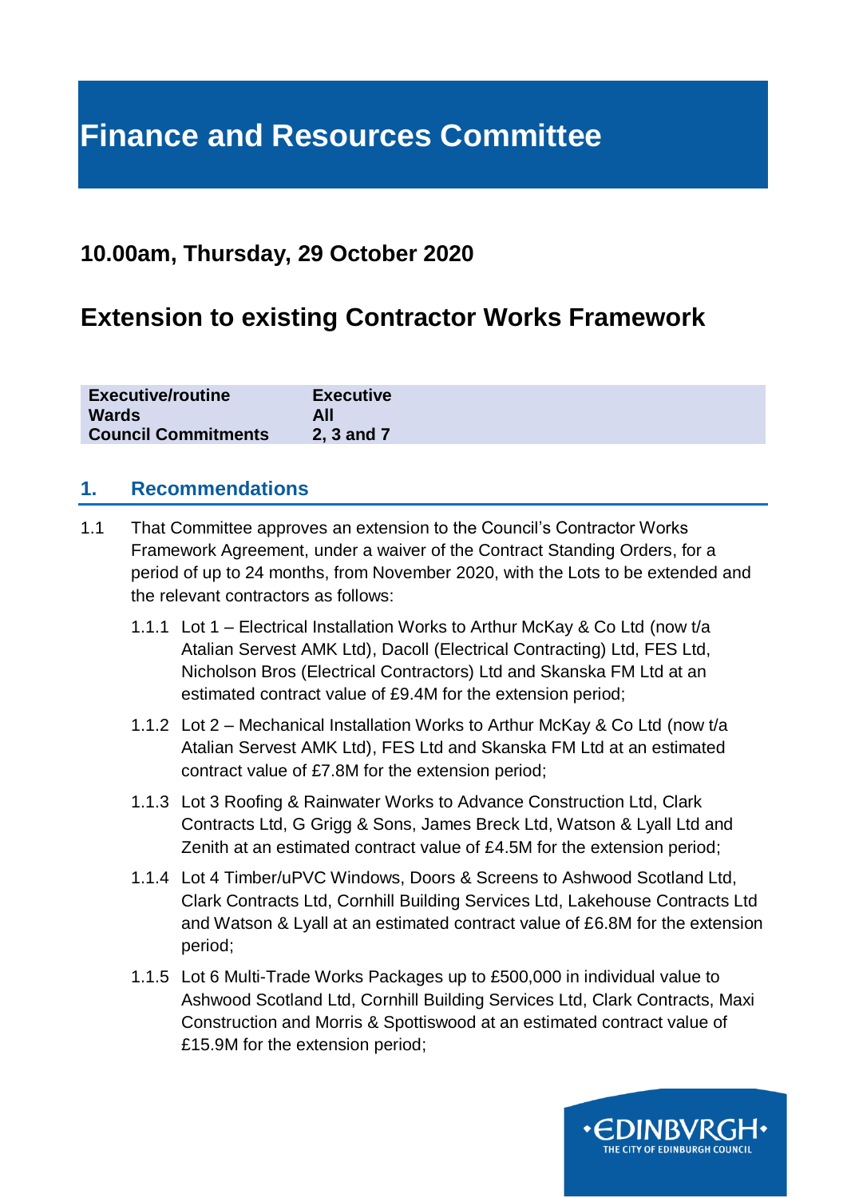# Finance and Resources Committee

## 10.00am, Thursday, 29 October 2020

## Extension to existing Contractor Works Framework

| **Executive/routine** | **Executive** |
|---|---|
| **Wards** | **All** |
| **Council Commitments** | **2, 3 and 7** |

## 1. Recommendations

1.1 That Committee approves an extension to the Council's Contractor Works Framework Agreement, under a waiver of the Contract Standing Orders, for a period of up to 24 months, from November 2020, with the Lots to be extended and the relevant contractors as follows:

1.1.1 Lot 1 – Electrical Installation Works to Arthur McKay & Co Ltd (now t/a Atalian Servest AMK Ltd), Dacoll (Electrical Contracting) Ltd, FES Ltd, Nicholson Bros (Electrical Contractors) Ltd and Skanska FM Ltd at an estimated contract value of £9.4M for the extension period;

1.1.2 Lot 2 – Mechanical Installation Works to Arthur McKay & Co Ltd (now t/a Atalian Servest AMK Ltd), FES Ltd and Skanska FM Ltd at an estimated contract value of £7.8M for the extension period;

1.1.3 Lot 3 Roofing & Rainwater Works to Advance Construction Ltd, Clark Contracts Ltd, G Grigg & Sons, James Breck Ltd, Watson & Lyall Ltd and Zenith at an estimated contract value of £4.5M for the extension period;

1.1.4 Lot 4 Timber/uPVC Windows, Doors & Screens to Ashwood Scotland Ltd, Clark Contracts Ltd, Cornhill Building Services Ltd, Lakehouse Contracts Ltd and Watson & Lyall at an estimated contract value of £6.8M for the extension period;

1.1.5 Lot 6 Multi-Trade Works Packages up to £500,000 in individual value to Ashwood Scotland Ltd, Cornhill Building Services Ltd, Clark Contracts, Maxi Construction and Morris & Spottiswood at an estimated contract value of £15.9M for the extension period;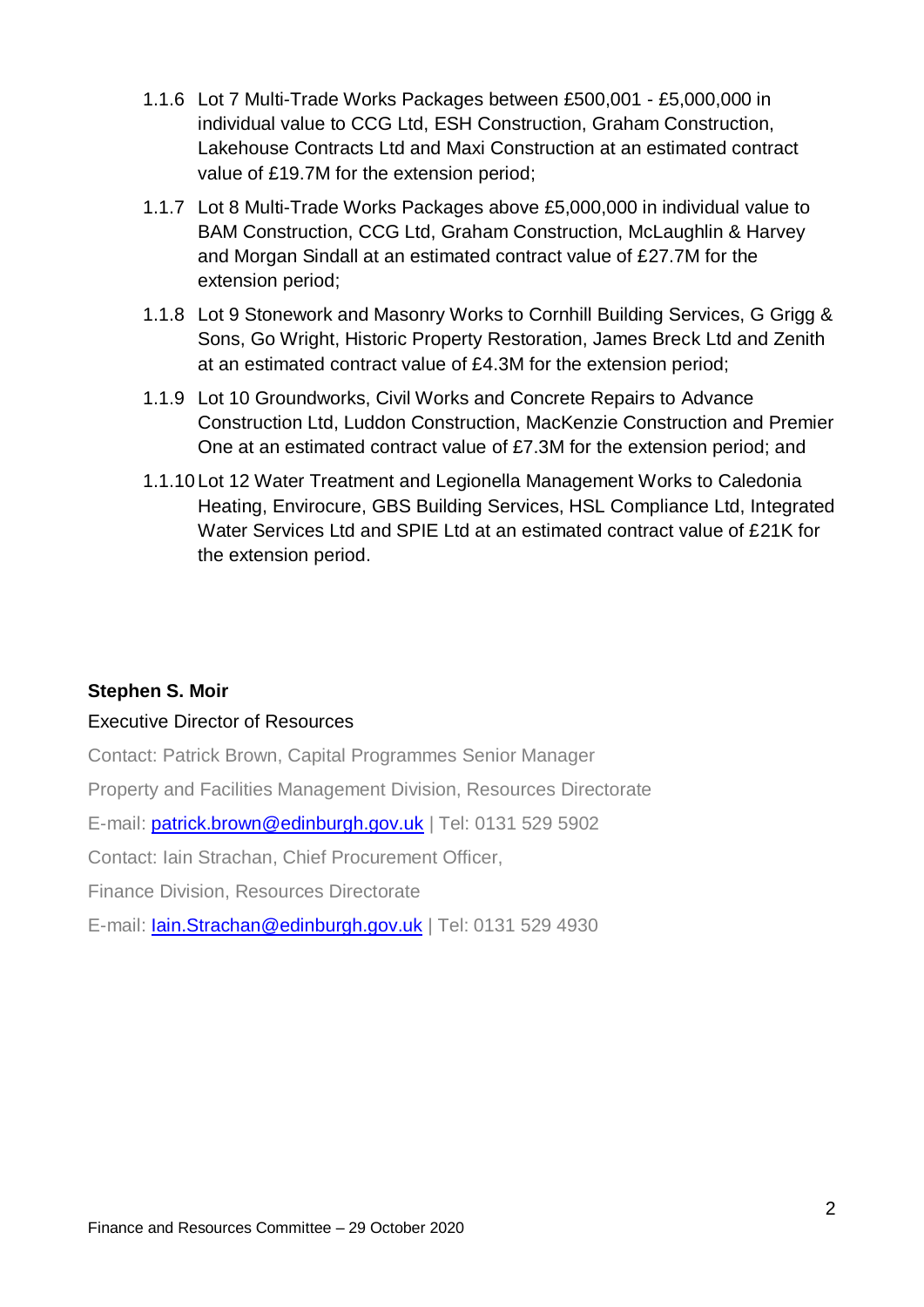1.1.6 Lot 7 Multi-Trade Works Packages between £500,001 - £5,000,000 in individual value to CCG Ltd, ESH Construction, Graham Construction, Lakehouse Contracts Ltd and Maxi Construction at an estimated contract value of £19.7M for the extension period;

1.1.7 Lot 8 Multi-Trade Works Packages above £5,000,000 in individual value to BAM Construction, CCG Ltd, Graham Construction, McLaughlin & Harvey and Morgan Sindall at an estimated contract value of £27.7M for the extension period;

1.1.8 Lot 9 Stonework and Masonry Works to Cornhill Building Services, G Grigg & Sons, Go Wright, Historic Property Restoration, James Breck Ltd and Zenith at an estimated contract value of £4.3M for the extension period;

1.1.9 Lot 10 Groundworks, Civil Works and Concrete Repairs to Advance Construction Ltd, Luddon Construction, MacKenzie Construction and Premier One at an estimated contract value of £7.3M for the extension period; and

1.1.10 Lot 12 Water Treatment and Legionella Management Works to Caledonia Heating, Envirocure, GBS Building Services, HSL Compliance Ltd, Integrated Water Services Ltd and SPIE Ltd at an estimated contract value of £21K for the extension period.

**Stephen S. Moir**

Executive Director of Resources

Contact: Patrick Brown, Capital Programmes Senior Manager

Property and Facilities Management Division, Resources Directorate

E-mail: patrick.brown@edinburgh.gov.uk | Tel: 0131 529 5902

Contact: Iain Strachan, Chief Procurement Officer,

Finance Division, Resources Directorate

E-mail: Iain.Strachan@edinburgh.gov.uk | Tel: 0131 529 4930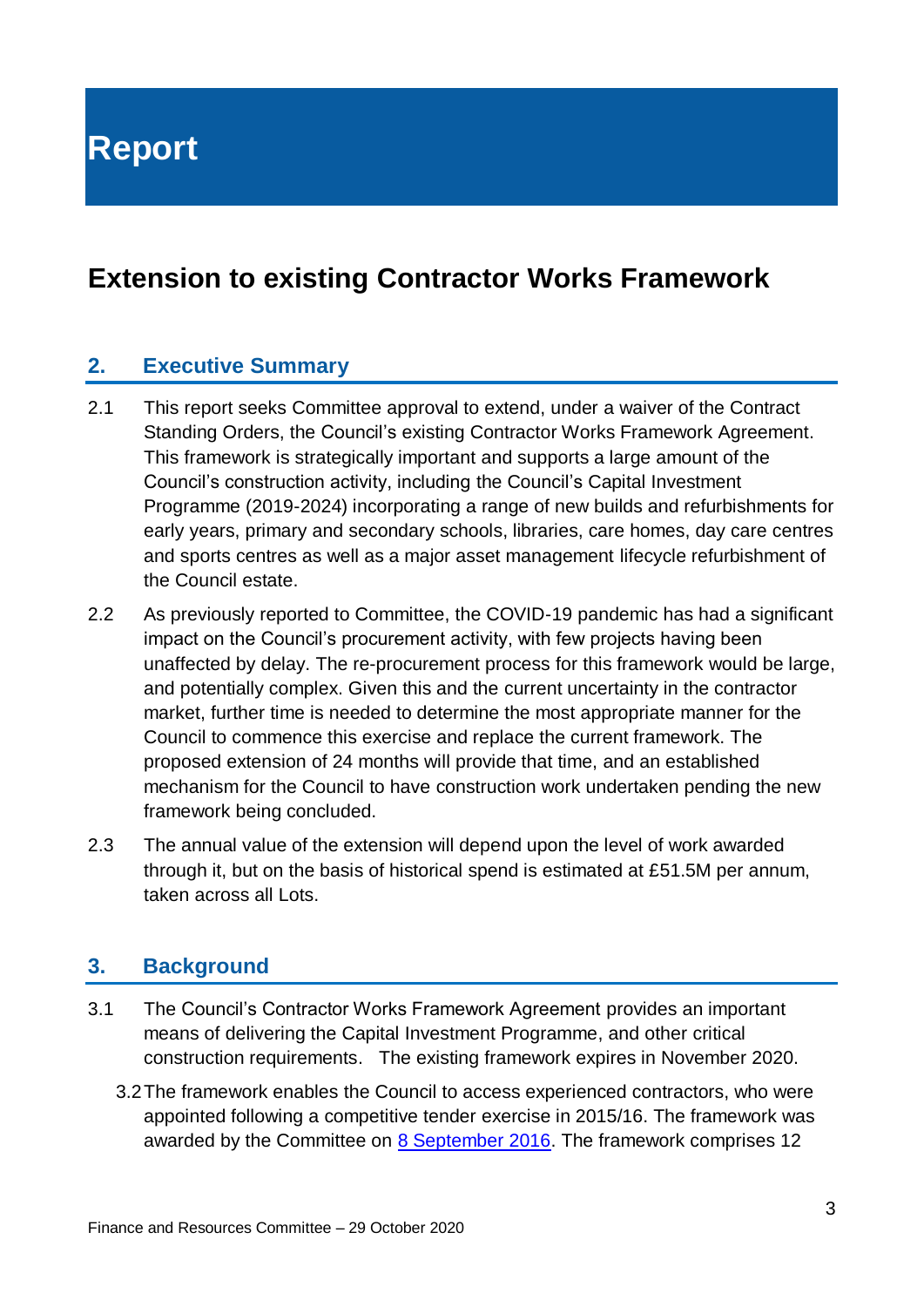# Report

## Extension to existing Contractor Works Framework

### 2. Executive Summary

2.1 This report seeks Committee approval to extend, under a waiver of the Contract Standing Orders, the Council's existing Contractor Works Framework Agreement. This framework is strategically important and supports a large amount of the Council's construction activity, including the Council's Capital Investment Programme (2019-2024) incorporating a range of new builds and refurbishments for early years, primary and secondary schools, libraries, care homes, day care centres and sports centres as well as a major asset management lifecycle refurbishment of the Council estate.

2.2 As previously reported to Committee, the COVID-19 pandemic has had a significant impact on the Council's procurement activity, with few projects having been unaffected by delay. The re-procurement process for this framework would be large, and potentially complex. Given this and the current uncertainty in the contractor market, further time is needed to determine the most appropriate manner for the Council to commence this exercise and replace the current framework. The proposed extension of 24 months will provide that time, and an established mechanism for the Council to have construction work undertaken pending the new framework being concluded.

2.3 The annual value of the extension will depend upon the level of work awarded through it, but on the basis of historical spend is estimated at £51.5M per annum, taken across all Lots.

### 3. Background

3.1 The Council's Contractor Works Framework Agreement provides an important means of delivering the Capital Investment Programme, and other critical construction requirements. The existing framework expires in November 2020.

3.2 The framework enables the Council to access experienced contractors, who were appointed following a competitive tender exercise in 2015/16. The framework was awarded by the Committee on 8 September 2016. The framework comprises 12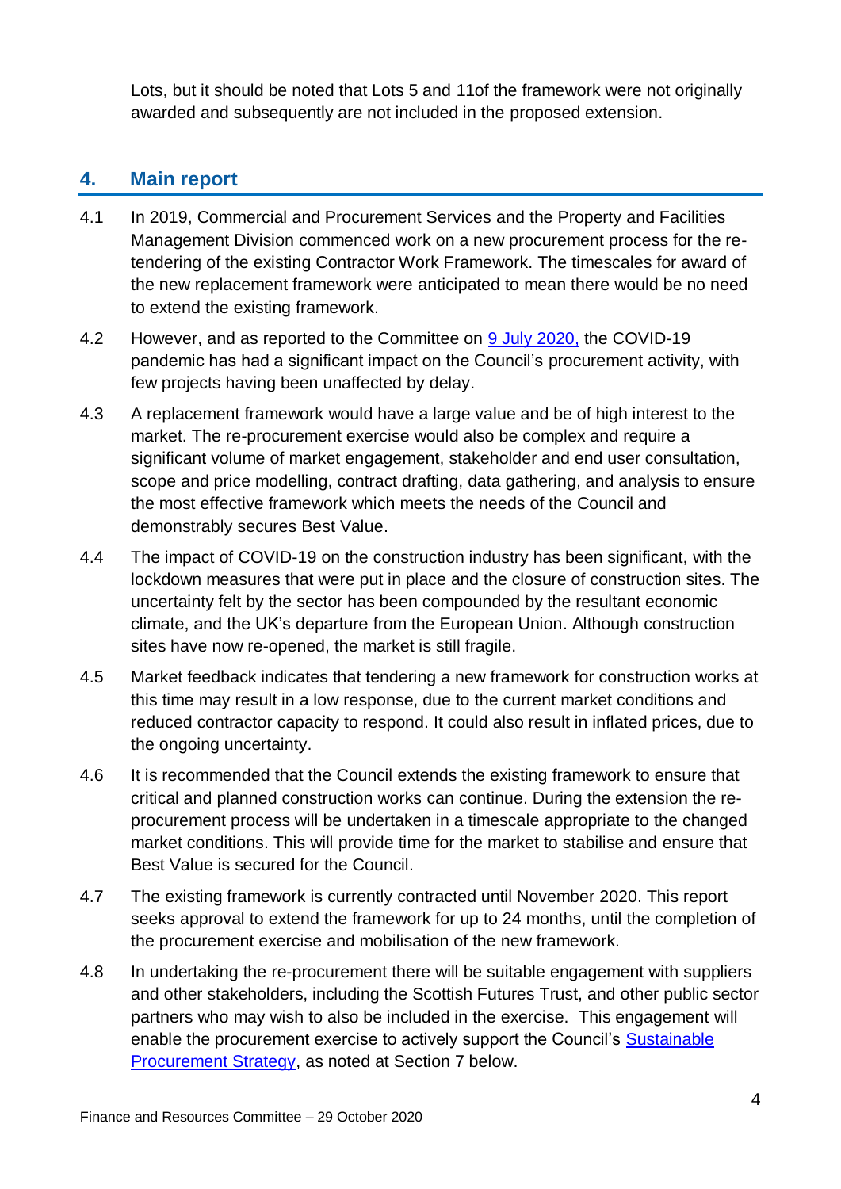Lots, but it should be noted that Lots 5 and 11of the framework were not originally awarded and subsequently are not included in the proposed extension.

## 4. Main report

4.1 In 2019, Commercial and Procurement Services and the Property and Facilities Management Division commenced work on a new procurement process for the re-tendering of the existing Contractor Work Framework. The timescales for award of the new replacement framework were anticipated to mean there would be no need to extend the existing framework.

4.2 However, and as reported to the Committee on 9 July 2020, the COVID-19 pandemic has had a significant impact on the Council's procurement activity, with few projects having been unaffected by delay.

4.3 A replacement framework would have a large value and be of high interest to the market. The re-procurement exercise would also be complex and require a significant volume of market engagement, stakeholder and end user consultation, scope and price modelling, contract drafting, data gathering, and analysis to ensure the most effective framework which meets the needs of the Council and demonstrably secures Best Value.

4.4 The impact of COVID-19 on the construction industry has been significant, with the lockdown measures that were put in place and the closure of construction sites. The uncertainty felt by the sector has been compounded by the resultant economic climate, and the UK's departure from the European Union. Although construction sites have now re-opened, the market is still fragile.

4.5 Market feedback indicates that tendering a new framework for construction works at this time may result in a low response, due to the current market conditions and reduced contractor capacity to respond. It could also result in inflated prices, due to the ongoing uncertainty.

4.6 It is recommended that the Council extends the existing framework to ensure that critical and planned construction works can continue. During the extension the re-procurement process will be undertaken in a timescale appropriate to the changed market conditions. This will provide time for the market to stabilise and ensure that Best Value is secured for the Council.

4.7 The existing framework is currently contracted until November 2020. This report seeks approval to extend the framework for up to 24 months, until the completion of the procurement exercise and mobilisation of the new framework.

4.8 In undertaking the re-procurement there will be suitable engagement with suppliers and other stakeholders, including the Scottish Futures Trust, and other public sector partners who may wish to also be included in the exercise. This engagement will enable the procurement exercise to actively support the Council's Sustainable Procurement Strategy, as noted at Section 7 below.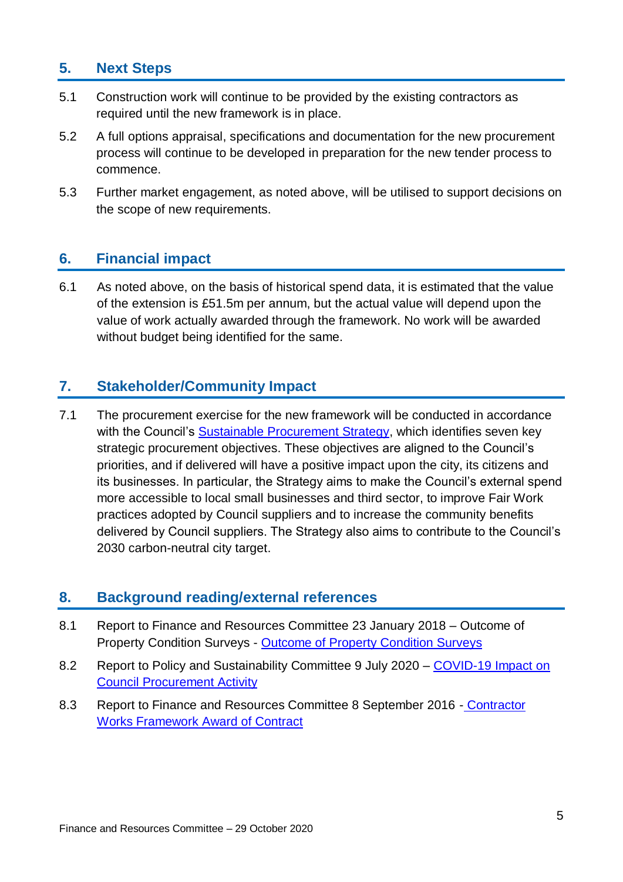## 5. Next Steps

5.1 Construction work will continue to be provided by the existing contractors as required until the new framework is in place.

5.2 A full options appraisal, specifications and documentation for the new procurement process will continue to be developed in preparation for the new tender process to commence.

5.3 Further market engagement, as noted above, will be utilised to support decisions on the scope of new requirements.

## 6. Financial impact

6.1 As noted above, on the basis of historical spend data, it is estimated that the value of the extension is £51.5m per annum, but the actual value will depend upon the value of work actually awarded through the framework. No work will be awarded without budget being identified for the same.

## 7. Stakeholder/Community Impact

7.1 The procurement exercise for the new framework will be conducted in accordance with the Council's Sustainable Procurement Strategy, which identifies seven key strategic procurement objectives. These objectives are aligned to the Council's priorities, and if delivered will have a positive impact upon the city, its citizens and its businesses. In particular, the Strategy aims to make the Council's external spend more accessible to local small businesses and third sector, to improve Fair Work practices adopted by Council suppliers and to increase the community benefits delivered by Council suppliers. The Strategy also aims to contribute to the Council's 2030 carbon-neutral city target.

## 8. Background reading/external references

8.1 Report to Finance and Resources Committee 23 January 2018 – Outcome of Property Condition Surveys - Outcome of Property Condition Surveys

8.2 Report to Policy and Sustainability Committee 9 July 2020 – COVID-19 Impact on Council Procurement Activity

8.3 Report to Finance and Resources Committee 8 September 2016 - Contractor Works Framework Award of Contract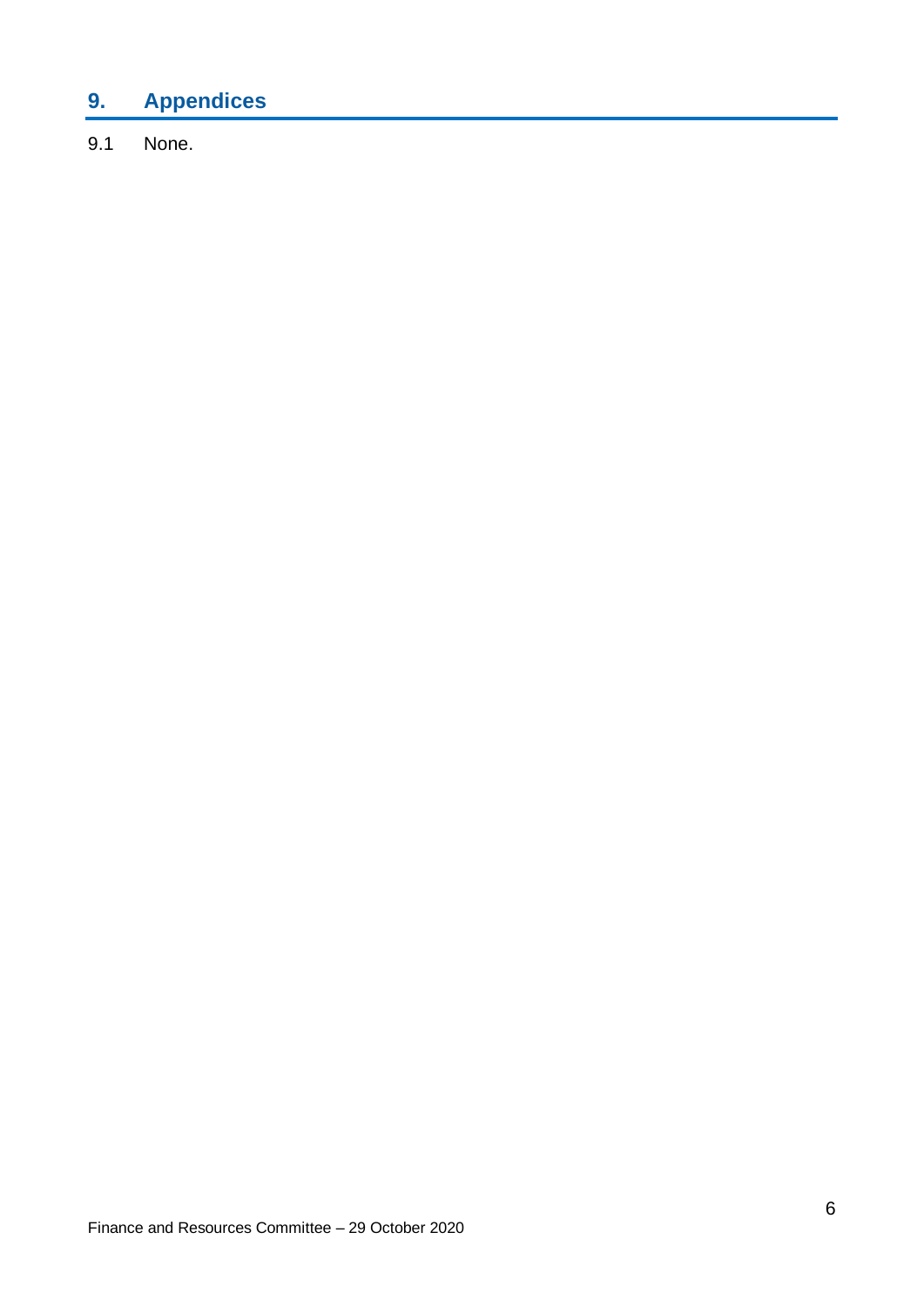## 9. Appendices

9.1 None.